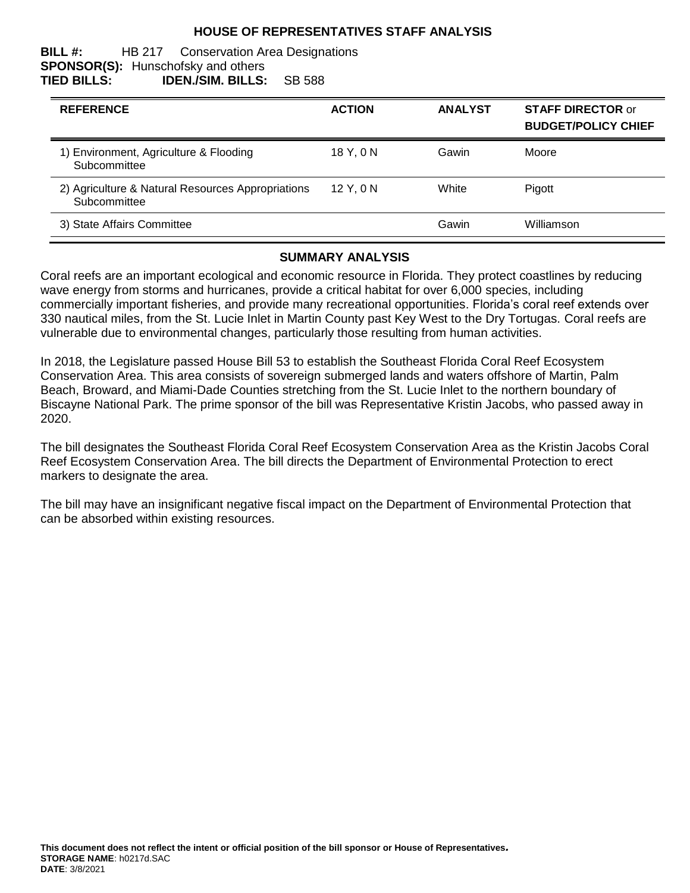# HOUSE OF REPRESENTATIVES STAFF ANALYSIS

**BILL #:** HB 217 Conservation Area Designations
**SPONSOR(S):** Hunschofsky and others
**TIED BILLS:** **IDEN./SIM. BILLS:** SB 588

| REFERENCE | ACTION | ANALYST | STAFF DIRECTOR or BUDGET/POLICY CHIEF |
|---|---|---|---|
| 1) Environment, Agriculture & Flooding Subcommittee | 18 Y, 0 N | Gawin | Moore |
| 2) Agriculture & Natural Resources Appropriations Subcommittee | 12 Y, 0 N | White | Pigott |
| 3) State Affairs Committee | | Gawin | Williamson |

## SUMMARY ANALYSIS

Coral reefs are an important ecological and economic resource in Florida. They protect coastlines by reducing wave energy from storms and hurricanes, provide a critical habitat for over 6,000 species, including commercially important fisheries, and provide many recreational opportunities. Florida's coral reef extends over 330 nautical miles, from the St. Lucie Inlet in Martin County past Key West to the Dry Tortugas. Coral reefs are vulnerable due to environmental changes, particularly those resulting from human activities.

In 2018, the Legislature passed House Bill 53 to establish the Southeast Florida Coral Reef Ecosystem Conservation Area. This area consists of sovereign submerged lands and waters offshore of Martin, Palm Beach, Broward, and Miami-Dade Counties stretching from the St. Lucie Inlet to the northern boundary of Biscayne National Park. The prime sponsor of the bill was Representative Kristin Jacobs, who passed away in 2020.

The bill designates the Southeast Florida Coral Reef Ecosystem Conservation Area as the Kristin Jacobs Coral Reef Ecosystem Conservation Area. The bill directs the Department of Environmental Protection to erect markers to designate the area.

The bill may have an insignificant negative fiscal impact on the Department of Environmental Protection that can be absorbed within existing resources.

**This document does not reflect the intent or official position of the bill sponsor or House of Representatives.**
**STORAGE NAME**: h0217d.SAC
**DATE**: 3/8/2021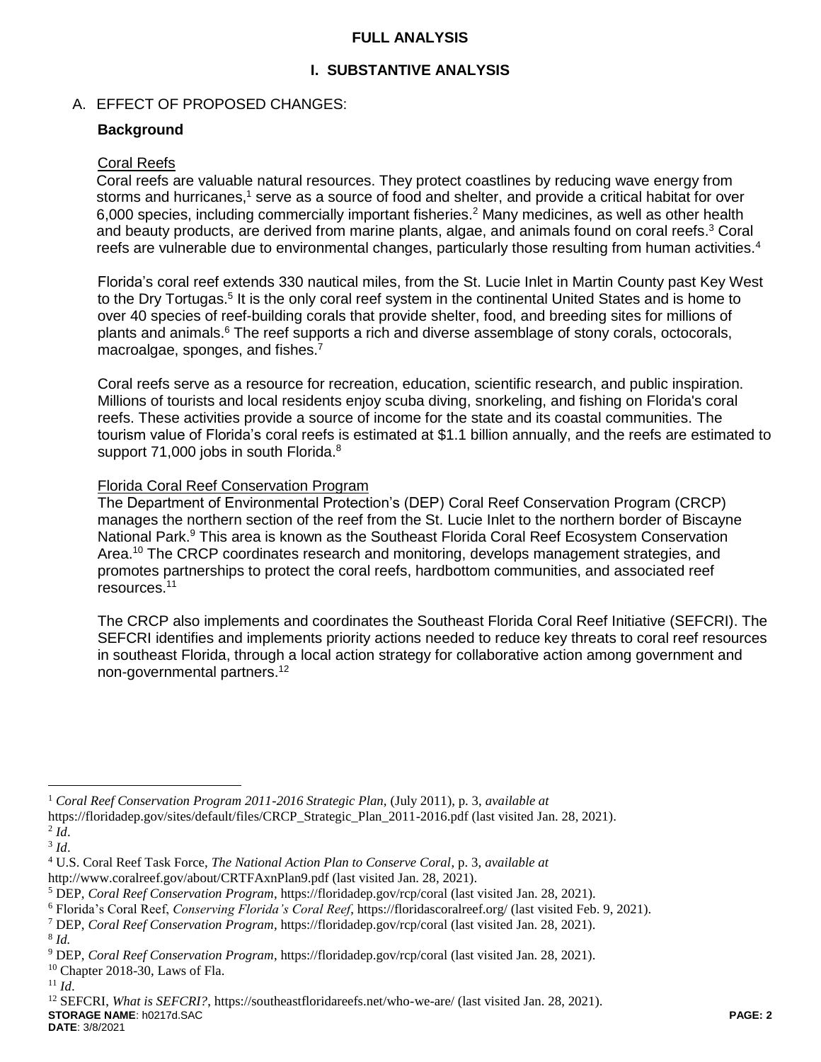## FULL ANALYSIS

### I. SUBSTANTIVE ANALYSIS

A. EFFECT OF PROPOSED CHANGES:

**Background**

Coral Reefs

Coral reefs are valuable natural resources. They protect coastlines by reducing wave energy from storms and hurricanes,[1] serve as a source of food and shelter, and provide a critical habitat for over 6,000 species, including commercially important fisheries.[2] Many medicines, as well as other health and beauty products, are derived from marine plants, algae, and animals found on coral reefs.[3] Coral reefs are vulnerable due to environmental changes, particularly those resulting from human activities.[4]

Florida's coral reef extends 330 nautical miles, from the St. Lucie Inlet in Martin County past Key West to the Dry Tortugas.[5] It is the only coral reef system in the continental United States and is home to over 40 species of reef-building corals that provide shelter, food, and breeding sites for millions of plants and animals.[6] The reef supports a rich and diverse assemblage of stony corals, octocorals, macroalgae, sponges, and fishes.[7]

Coral reefs serve as a resource for recreation, education, scientific research, and public inspiration. Millions of tourists and local residents enjoy scuba diving, snorkeling, and fishing on Florida's coral reefs. These activities provide a source of income for the state and its coastal communities. The tourism value of Florida's coral reefs is estimated at $1.1 billion annually, and the reefs are estimated to support 71,000 jobs in south Florida.[8]

Florida Coral Reef Conservation Program

The Department of Environmental Protection's (DEP) Coral Reef Conservation Program (CRCP) manages the northern section of the reef from the St. Lucie Inlet to the northern border of Biscayne National Park.[9] This area is known as the Southeast Florida Coral Reef Ecosystem Conservation Area.[10] The CRCP coordinates research and monitoring, develops management strategies, and promotes partnerships to protect the coral reefs, hardbottom communities, and associated reef resources.[11]

The CRCP also implements and coordinates the Southeast Florida Coral Reef Initiative (SEFCRI). The SEFCRI identifies and implements priority actions needed to reduce key threats to coral reef resources in southeast Florida, through a local action strategy for collaborative action among government and non-governmental partners.[12]

---

[1] *Coral Reef Conservation Program 2011-2016 Strategic Plan*, (July 2011), p. 3, *available at* https://floridadep.gov/sites/default/files/CRCP_Strategic_Plan_2011-2016.pdf (last visited Jan. 28, 2021).

[2] *Id*.

[3] *Id*.

[4] U.S. Coral Reef Task Force, *The National Action Plan to Conserve Coral*, p. 3, *available at* http://www.coralreef.gov/about/CRTFAxnPlan9.pdf (last visited Jan. 28, 2021).

[5] DEP, *Coral Reef Conservation Program*, https://floridadep.gov/rcp/coral (last visited Jan. 28, 2021).

[6] Florida's Coral Reef, *Conserving Florida's Coral Reef*, https://floridascoralreef.org/ (last visited Feb. 9, 2021).

[7] DEP, *Coral Reef Conservation Program*, https://floridadep.gov/rcp/coral (last visited Jan. 28, 2021).

[8] *Id.*

[9] DEP, *Coral Reef Conservation Program*, https://floridadep.gov/rcp/coral (last visited Jan. 28, 2021).

[10] Chapter 2018-30, Laws of Fla.

[11] *Id*.

[12] SEFCRI, *What is SEFCRI?*, https://southeastfloridareefs.net/who-we-are/ (last visited Jan. 28, 2021).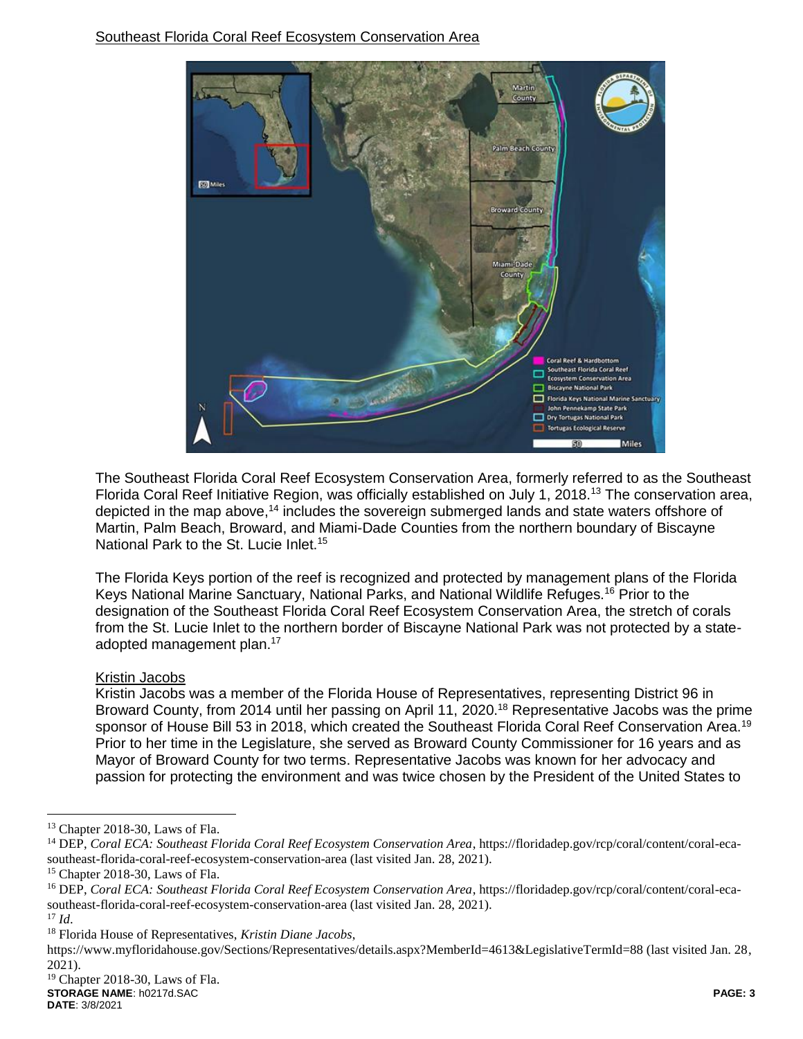Southeast Florida Coral Reef Ecosystem Conservation Area

The Southeast Florida Coral Reef Ecosystem Conservation Area, formerly referred to as the Southeast Florida Coral Reef Initiative Region, was officially established on July 1, 2018.[13] The conservation area, depicted in the map above,[14] includes the sovereign submerged lands and state waters offshore of Martin, Palm Beach, Broward, and Miami-Dade Counties from the northern boundary of Biscayne National Park to the St. Lucie Inlet.[15]

The Florida Keys portion of the reef is recognized and protected by management plans of the Florida Keys National Marine Sanctuary, National Parks, and National Wildlife Refuges.[16] Prior to the designation of the Southeast Florida Coral Reef Ecosystem Conservation Area, the stretch of corals from the St. Lucie Inlet to the northern border of Biscayne National Park was not protected by a state-adopted management plan.[17]

Kristin Jacobs

Kristin Jacobs was a member of the Florida House of Representatives, representing District 96 in Broward County, from 2014 until her passing on April 11, 2020.[18] Representative Jacobs was the prime sponsor of House Bill 53 in 2018, which created the Southeast Florida Coral Reef Conservation Area.[19] Prior to her time in the Legislature, she served as Broward County Commissioner for 16 years and as Mayor of Broward County for two terms. Representative Jacobs was known for her advocacy and passion for protecting the environment and was twice chosen by the President of the United States to

---

[13] Chapter 2018-30, Laws of Fla.

[14] DEP, *Coral ECA: Southeast Florida Coral Reef Ecosystem Conservation Area*, https://floridadep.gov/rcp/coral/content/coral-eca-southeast-florida-coral-reef-ecosystem-conservation-area (last visited Jan. 28, 2021).

[15] Chapter 2018-30, Laws of Fla.

[16] DEP, *Coral ECA: Southeast Florida Coral Reef Ecosystem Conservation Area*, https://floridadep.gov/rcp/coral/content/coral-eca-southeast-florida-coral-reef-ecosystem-conservation-area (last visited Jan. 28, 2021).

[17] *Id.*

[18] Florida House of Representatives, *Kristin Diane Jacobs*, https://www.myfloridahouse.gov/Sections/Representatives/details.aspx?MemberId=4613&LegislativeTermId=88 (last visited Jan. 28, 2021).

[19] Chapter 2018-30, Laws of Fla.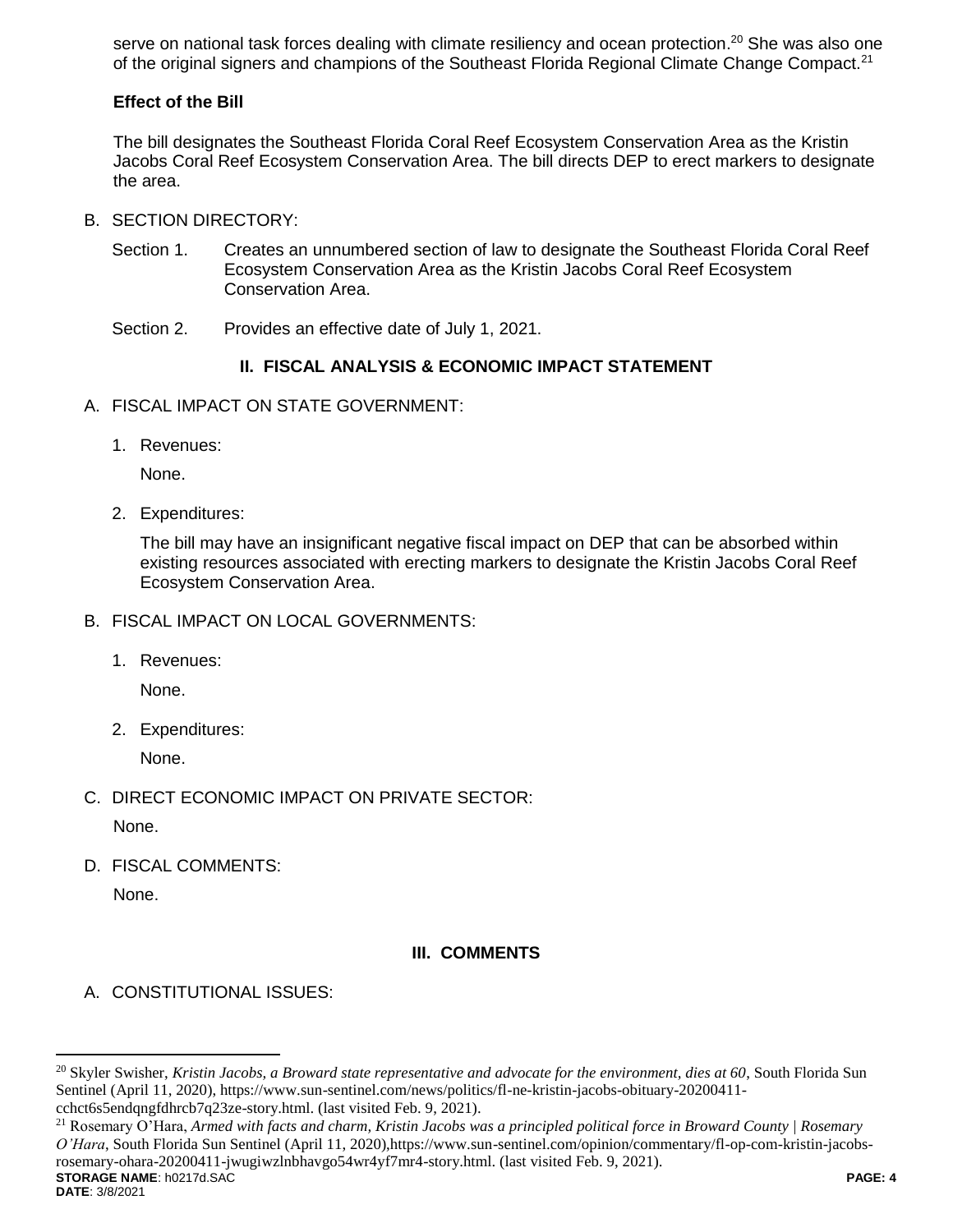serve on national task forces dealing with climate resiliency and ocean protection.[20] She was also one of the original signers and champions of the Southeast Florida Regional Climate Change Compact.[21]

**Effect of the Bill**

The bill designates the Southeast Florida Coral Reef Ecosystem Conservation Area as the Kristin Jacobs Coral Reef Ecosystem Conservation Area. The bill directs DEP to erect markers to designate the area.

B. SECTION DIRECTORY:

Section 1. Creates an unnumbered section of law to designate the Southeast Florida Coral Reef Ecosystem Conservation Area as the Kristin Jacobs Coral Reef Ecosystem Conservation Area.

Section 2. Provides an effective date of July 1, 2021.

## II. FISCAL ANALYSIS & ECONOMIC IMPACT STATEMENT

A. FISCAL IMPACT ON STATE GOVERNMENT:

1. Revenues:

   None.

2. Expenditures:

   The bill may have an insignificant negative fiscal impact on DEP that can be absorbed within existing resources associated with erecting markers to designate the Kristin Jacobs Coral Reef Ecosystem Conservation Area.

B. FISCAL IMPACT ON LOCAL GOVERNMENTS:

1. Revenues:

   None.

2. Expenditures:

   None.

C. DIRECT ECONOMIC IMPACT ON PRIVATE SECTOR:

None.

D. FISCAL COMMENTS:

None.

## III. COMMENTS

A. CONSTITUTIONAL ISSUES:

---

[20] Skyler Swisher, *Kristin Jacobs, a Broward state representative and advocate for the environment, dies at 60*, South Florida Sun Sentinel (April 11, 2020), https://www.sun-sentinel.com/news/politics/fl-ne-kristin-jacobs-obituary-20200411-cchct6s5endqngfdhrcb7q23ze-story.html. (last visited Feb. 9, 2021).

[21] Rosemary O'Hara, *Armed with facts and charm, Kristin Jacobs was a principled political force in Broward County | Rosemary O'Hara*, South Florida Sun Sentinel (April 11, 2020),https://www.sun-sentinel.com/opinion/commentary/fl-op-com-kristin-jacobs-rosemary-ohara-20200411-jwugiwzlnbhavgo54wr4yf7mr4-story.html. (last visited Feb. 9, 2021).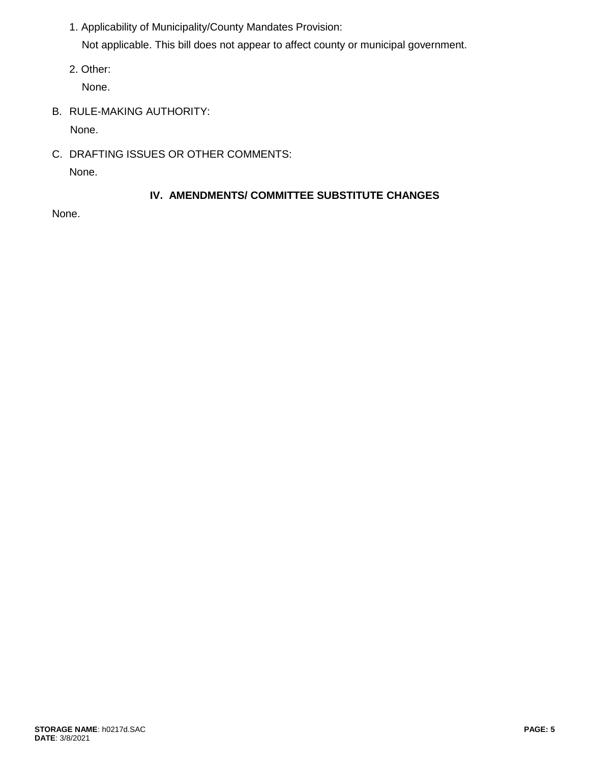1. Applicability of Municipality/County Mandates Provision:

   Not applicable. This bill does not appear to affect county or municipal government.

2. Other:

   None.

B. RULE-MAKING AUTHORITY:

   None.

C. DRAFTING ISSUES OR OTHER COMMENTS:

   None.

## IV. AMENDMENTS/ COMMITTEE SUBSTITUTE CHANGES

None.